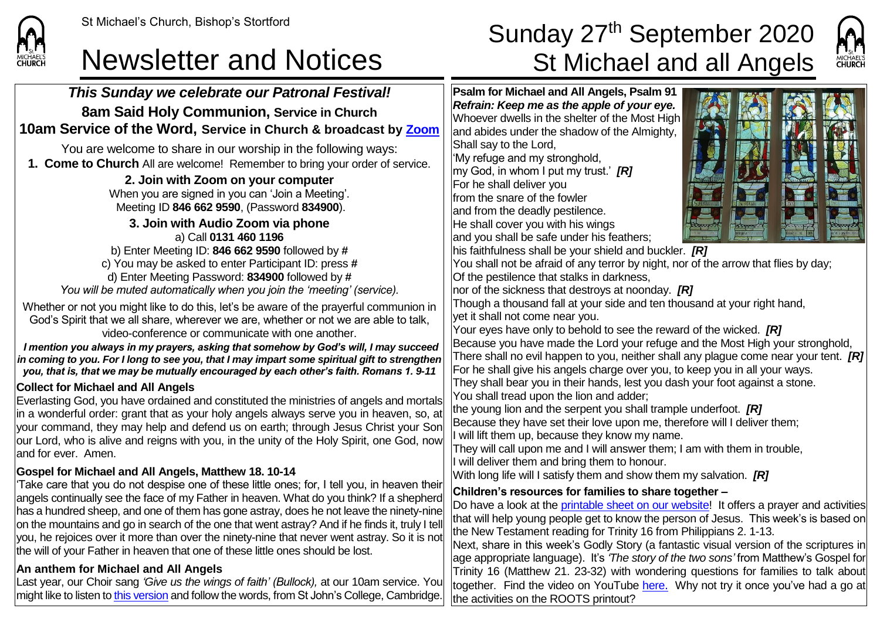St Michael's Church, Bishop's Stortford

# Newsletter and Notices

# Sunday 27th September 2020 St Michael and all Angels

## *This Sunday we celebrate our Patronal Festival!*

### 8am Said Holy Communion, Service in Church

### 10am Service of the Word, Service in Church & broadcast by Zoom

You are welcome to share in our worship in the following ways:

**1. Come to Church** All are welcome! Remember to bring your order of service.

**2. Join with Zoom on your computer**
When you are signed in you can 'Join a Meeting'.
Meeting ID **846 662 9590**, (Password **834900**).

**3. Join with Audio Zoom via phone**
a) Call **0131 460 1196**
b) Enter Meeting ID: **846 662 9590** followed by **#**
c) You may be asked to enter Participant ID: press **#**
d) Enter Meeting Password: **834900** followed by **#**
*You will be muted automatically when you join the 'meeting' (service).*

Whether or not you might like to do this, let's be aware of the prayerful communion in God's Spirit that we all share, wherever we are, whether or not we are able to talk, video-conference or communicate with one another.

***I mention you always in my prayers, asking that somehow by God's will, I may succeed in coming to you. For I long to see you, that I may impart some spiritual gift to strengthen you, that is, that we may be mutually encouraged by each other's faith. Romans 1. 9-11***

**Collect for Michael and All Angels**

Everlasting God, you have ordained and constituted the ministries of angels and mortals in a wonderful order: grant that as your holy angels always serve you in heaven, so, at your command, they may help and defend us on earth; through Jesus Christ your Son our Lord, who is alive and reigns with you, in the unity of the Holy Spirit, one God, now and for ever. Amen.

**Gospel for Michael and All Angels, Matthew 18. 10-14**

'Take care that you do not despise one of these little ones; for, I tell you, in heaven their angels continually see the face of my Father in heaven. What do you think? If a shepherd has a hundred sheep, and one of them has gone astray, does he not leave the ninety-nine on the mountains and go in search of the one that went astray? And if he finds it, truly I tell you, he rejoices over it more than over the ninety-nine that never went astray. So it is not the will of your Father in heaven that one of these little ones should be lost.

**An anthem for Michael and All Angels**

Last year, our Choir sang *'Give us the wings of faith' (Bullock),* at our 10am service. You might like to listen to this version and follow the words, from St John's College, Cambridge.

**Psalm for Michael and All Angels, Psalm 91**
***Refrain: Keep me as the apple of your eye.***
Whoever dwells in the shelter of the Most High
and abides under the shadow of the Almighty,
Shall say to the Lord,
'My refuge and my stronghold,
my God, in whom I put my trust.' ***[R]***
For he shall deliver you
from the snare of the fowler
and from the deadly pestilence.
He shall cover you with his wings
and you shall be safe under his feathers;
his faithfulness shall be your shield and buckler. ***[R]***
You shall not be afraid of any terror by night, nor of the arrow that flies by day;
Of the pestilence that stalks in darkness,
nor of the sickness that destroys at noonday. ***[R]***
Though a thousand fall at your side and ten thousand at your right hand,
yet it shall not come near you.
Your eyes have only to behold to see the reward of the wicked. ***[R]***
Because you have made the Lord your refuge and the Most High your stronghold,
There shall no evil happen to you, neither shall any plague come near your tent. ***[R]***
For he shall give his angels charge over you, to keep you in all your ways.
They shall bear you in their hands, lest you dash your foot against a stone.
You shall tread upon the lion and adder;
the young lion and the serpent you shall trample underfoot. ***[R]***
Because they have set their love upon me, therefore will I deliver them;
I will lift them up, because they know my name.
They will call upon me and I will answer them; I am with them in trouble,
I will deliver them and bring them to honour.
With long life will I satisfy them and show them my salvation. ***[R]***

**Children's resources for families to share together –**

Do have a look at the printable sheet on our website! It offers a prayer and activities that will help young people get to know the person of Jesus. This week's is based on the New Testament reading for Trinity 16 from Philippians 2. 1-13.

Next, share in this week's Godly Story (a fantastic visual version of the scriptures in age appropriate language). It's *'The story of the two sons'* from Matthew's Gospel for Trinity 16 (Matthew 21. 23-32) with wondering questions for families to talk about together. Find the video on YouTube here. Why not try it once you've had a go at the activities on the ROOTS printout?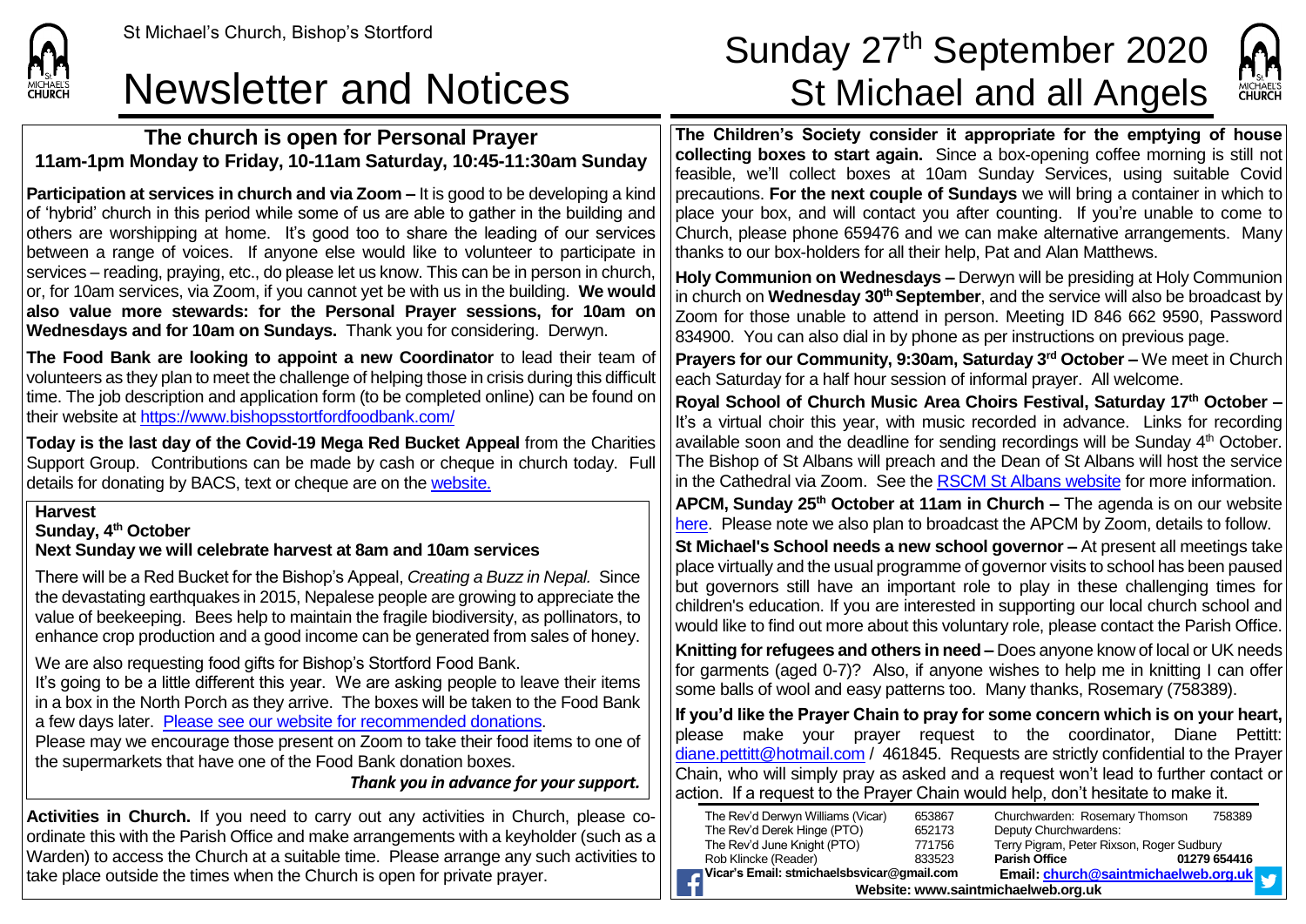St Michael's Church, Bishop's Stortford

# Newsletter and Notices

# Sunday 27th September 2020 St Michael and all Angels

## The church is open for Personal Prayer
**11am-1pm Monday to Friday, 10-11am Saturday, 10:45-11:30am Sunday**

**Participation at services in church and via Zoom –** It is good to be developing a kind of 'hybrid' church in this period while some of us are able to gather in the building and others are worshipping at home. It's good too to share the leading of our services between a range of voices. If anyone else would like to volunteer to participate in services – reading, praying, etc., do please let us know. This can be in person in church, or, for 10am services, via Zoom, if you cannot yet be with us in the building. **We would also value more stewards: for the Personal Prayer sessions, for 10am on Wednesdays and for 10am on Sundays.** Thank you for considering. Derwyn.

**The Food Bank are looking to appoint a new Coordinator** to lead their team of volunteers as they plan to meet the challenge of helping those in crisis during this difficult time. The job description and application form (to be completed online) can be found on their website at https://www.bishopsstortfordfoodbank.com/

**Today is the last day of the Covid-19 Mega Red Bucket Appeal** from the Charities Support Group. Contributions can be made by cash or cheque in church today. Full details for donating by BACS, text or cheque are on the website.

**Harvest**
**Sunday, 4th October**
**Next Sunday we will celebrate harvest at 8am and 10am services**

There will be a Red Bucket for the Bishop's Appeal, *Creating a Buzz in Nepal.* Since the devastating earthquakes in 2015, Nepalese people are growing to appreciate the value of beekeeping. Bees help to maintain the fragile biodiversity, as pollinators, to enhance crop production and a good income can be generated from sales of honey.

We are also requesting food gifts for Bishop's Stortford Food Bank.
It's going to be a little different this year. We are asking people to leave their items in a box in the North Porch as they arrive. The boxes will be taken to the Food Bank a few days later. Please see our website for recommended donations.
Please may we encourage those present on Zoom to take their food items to one of the supermarkets that have one of the Food Bank donation boxes.

***Thank you in advance for your support.***

**Activities in Church.** If you need to carry out any activities in Church, please co-ordinate this with the Parish Office and make arrangements with a keyholder (such as a Warden) to access the Church at a suitable time. Please arrange any such activities to take place outside the times when the Church is open for private prayer.

**The Children's Society consider it appropriate for the emptying of house collecting boxes to start again.** Since a box-opening coffee morning is still not feasible, we'll collect boxes at 10am Sunday Services, using suitable Covid precautions. **For the next couple of Sundays** we will bring a container in which to place your box, and will contact you after counting. If you're unable to come to Church, please phone 659476 and we can make alternative arrangements. Many thanks to our box-holders for all their help, Pat and Alan Matthews.

**Holy Communion on Wednesdays –** Derwyn will be presiding at Holy Communion in church on **Wednesday 30th September**, and the service will also be broadcast by Zoom for those unable to attend in person. Meeting ID 846 662 9590, Password 834900. You can also dial in by phone as per instructions on previous page.

**Prayers for our Community, 9:30am, Saturday 3rd October –** We meet in Church each Saturday for a half hour session of informal prayer. All welcome.

**Royal School of Church Music Area Choirs Festival, Saturday 17th October –** It's a virtual choir this year, with music recorded in advance. Links for recording available soon and the deadline for sending recordings will be Sunday 4th October. The Bishop of St Albans will preach and the Dean of St Albans will host the service in the Cathedral via Zoom. See the RSCM St Albans website for more information.

**APCM, Sunday 25th October at 11am in Church –** The agenda is on our website here. Please note we also plan to broadcast the APCM by Zoom, details to follow.

**St Michael's School needs a new school governor –** At present all meetings take place virtually and the usual programme of governor visits to school has been paused but governors still have an important role to play in these challenging times for children's education. If you are interested in supporting our local church school and would like to find out more about this voluntary role, please contact the Parish Office.

**Knitting for refugees and others in need –** Does anyone know of local or UK needs for garments (aged 0-7)? Also, if anyone wishes to help me in knitting I can offer some balls of wool and easy patterns too. Many thanks, Rosemary (758389).

**If you'd like the Prayer Chain to pray for some concern which is on your heart,** please make your prayer request to the coordinator, Diane Pettitt: diane.pettitt@hotmail.com / 461845. Requests are strictly confidential to the Prayer Chain, who will simply pray as asked and a request won't lead to further contact or action. If a request to the Prayer Chain would help, don't hesitate to make it.

| | | | |
|---|---|---|---|
| The Rev'd Derwyn Williams (Vicar) | 653867 | Churchwarden: Rosemary Thomson | 758389 |
| The Rev'd Derek Hinge (PTO) | 652173 | Deputy Churchwardens: | |
| The Rev'd June Knight (PTO) | 771756 | Terry Pigram, Peter Rixson, Roger Sudbury | |
| Rob Klincke (Reader) | 833523 | **Parish Office** | **01279 654416** |
| **Vicar's Email: stmichaelsbsvicar@gmail.com** | | **Email: church@saintmichaelweb.org.uk** | |

**Website: www.saintmichaelweb.org.uk**